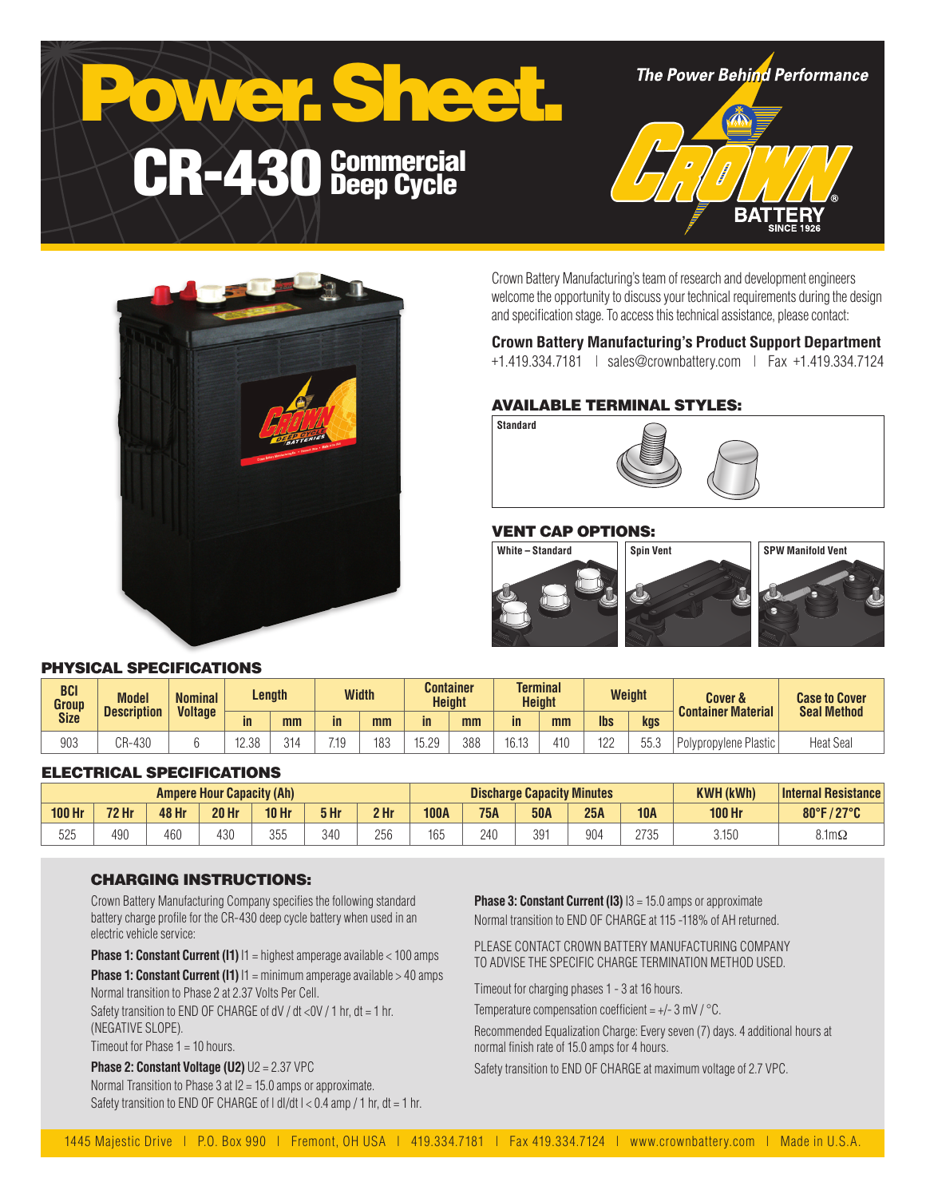# Power. Sheet.

## CR-430 Commercial Deep Cycle

*The Power Behind Performance*

CROWN BATTERY SINCE 1926

Crown Battery Manufacturing's team of research and development engineers welcome the opportunity to discuss your technical requirements during the design and specification stage. To access this technical assistance, please contact:

**Crown Battery Manufacturing's Product Support Department**
+1.419.334.7181 | sales@crownbattery.com | Fax +1.419.334.7124

### AVAILABLE TERMINAL STYLES:

Standard

### VENT CAP OPTIONS:

White – Standard | Spin Vent | SPW Manifold Vent

### PHYSICAL SPECIFICATIONS

| BCI Group Size | Model Description | Nominal Voltage | Length | | Width | | Container Height | | Terminal Height | | Weight | | Cover & Container Material | Case to Cover Seal Method |
|---|---|---|---|---|---|---|---|---|---|---|---|---|---|---|
| | | | in | mm | in | mm | in | mm | in | mm | lbs | kgs | | |
| 903 | CR-430 | 6 | 12.38 | 314 | 7.19 | 183 | 15.29 | 388 | 16.13 | 410 | 122 | 55.3 | Polypropylene Plastic | Heat Seal |

### ELECTRICAL SPECIFICATIONS

| Ampere Hour Capacity (Ah) | | | | | | | Discharge Capacity Minutes | | | | | KWH (kWh) | Internal Resistance |
|---|---|---|---|---|---|---|---|---|---|---|---|---|---|
| 100 Hr | 72 Hr | 48 Hr | 20 Hr | 10 Hr | 5 Hr | 2 Hr | 100A | 75A | 50A | 25A | 10A | 100 Hr | 80°F / 27°C |
| 525 | 490 | 460 | 430 | 355 | 340 | 256 | 165 | 240 | 391 | 904 | 2735 | 3.150 | 8.1mΩ |

### CHARGING INSTRUCTIONS:

Crown Battery Manufacturing Company specifies the following standard battery charge profile for the CR-430 deep cycle battery when used in an electric vehicle service:

**Phase 1: Constant Current (I1)** I1 = highest amperage available < 100 amps

**Phase 1: Constant Current (I1)** I1 = minimum amperage available > 40 amps

Normal transition to Phase 2 at 2.37 Volts Per Cell.

Safety transition to END OF CHARGE of dV / dt <0V / 1 hr, dt = 1 hr. (NEGATIVE SLOPE).

Timeout for Phase 1 = 10 hours.

**Phase 2: Constant Voltage (U2)** U2 = 2.37 VPC

Normal Transition to Phase 3 at I2 = 15.0 amps or approximate.

Safety transition to END OF CHARGE of I dI/dt I < 0.4 amp / 1 hr, dt = 1 hr.

**Phase 3: Constant Current (I3)** I3 = 15.0 amps or approximate

Normal transition to END OF CHARGE at 115 -118% of AH returned.

PLEASE CONTACT CROWN BATTERY MANUFACTURING COMPANY TO ADVISE THE SPECIFIC CHARGE TERMINATION METHOD USED.

Timeout for charging phases 1 - 3 at 16 hours.

Temperature compensation coefficient = +/- 3 mV / °C.

Recommended Equalization Charge: Every seven (7) days. 4 additional hours at normal finish rate of 15.0 amps for 4 hours.

Safety transition to END OF CHARGE at maximum voltage of 2.7 VPC.

1445 Majestic Drive | P.O. Box 990 | Fremont, OH USA | 419.334.7181 | Fax 419.334.7124 | www.crownbattery.com | Made in U.S.A.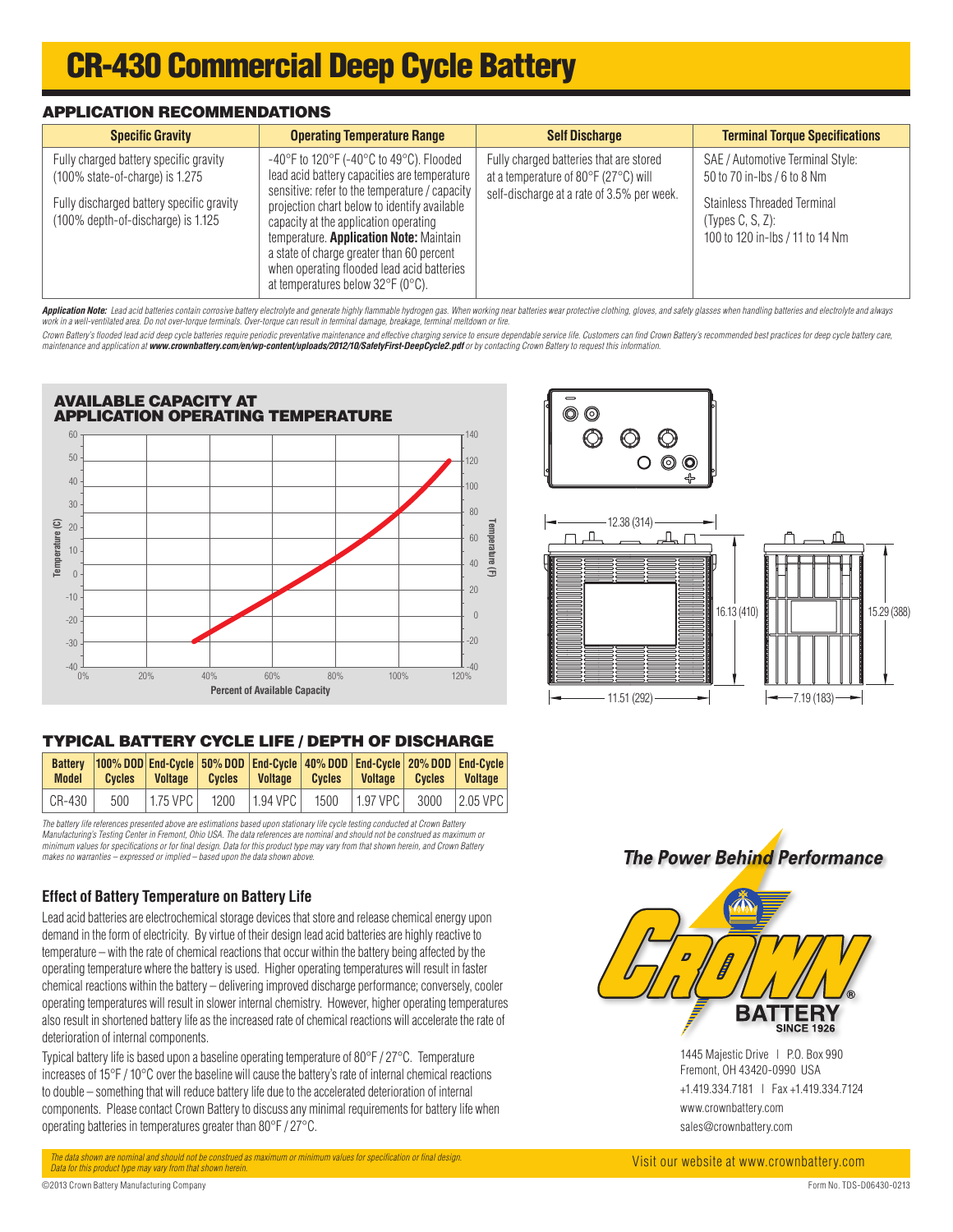# CR-430 Commercial Deep Cycle Battery

## APPLICATION RECOMMENDATIONS

| Specific Gravity | Operating Temperature Range | Self Discharge | Terminal Torque Specifications |
|---|---|---|---|
| Fully charged battery specific gravity (100% state-of-charge) is 1.275<br><br>Fully discharged battery specific gravity (100% depth-of-discharge) is 1.125 | -40°F to 120°F (-40°C to 49°C). Flooded lead acid battery capacities are temperature sensitive: refer to the temperature / capacity projection chart below to identify available capacity at the application operating temperature. **Application Note:** Maintain a state of charge greater than 60 percent when operating flooded lead acid batteries at temperatures below 32°F (0°C). | Fully charged batteries that are stored at a temperature of 80°F (27°C) will self-discharge at a rate of 3.5% per week. | SAE / Automotive Terminal Style: 50 to 70 in-lbs / 6 to 8 Nm<br><br>Stainless Threaded Terminal (Types C, S, Z): 100 to 120 in-lbs / 11 to 14 Nm |

***Application Note:*** *Lead acid batteries contain corrosive battery electrolyte and generate highly flammable hydrogen gas. When working near batteries wear protective clothing, gloves, and safety glasses when handling batteries and electrolyte and always work in a well-ventilated area. Do not over-torque terminals. Over-torque can result in terminal damage, breakage, terminal meltdown or fire.*

*Crown Battery's flooded lead acid deep cycle batteries require periodic preventative maintenance and effective charging service to ensure dependable service life. Customers can find Crown Battery's recommended best practices for deep cycle battery care, maintenance and application at **www.crownbattery.com/en/wp-content/uploads/2012/10/SafetyFirst-DeepCycle2.pdf** or by contacting Crown Battery to request this information.*

## AVAILABLE CAPACITY AT APPLICATION OPERATING TEMPERATURE

Temperature (C): 60, 50, 40, 30, 20, 10, 0, -10, -20, -30, -40

Temperature (F): 140, 120, 100, 80, 60, 40, 20, 0, -20, -40

Percent of Available Capacity: 0%, 20%, 40%, 60%, 80%, 100%, 120%

12.38 (314)
16.13 (410)
15.29 (388)
11.51 (292)
7.19 (183)

## TYPICAL BATTERY CYCLE LIFE / DEPTH OF DISCHARGE

| Battery Model | 100% DOD Cycles | End-Cycle Voltage | 50% DOD Cycles | End-Cycle Voltage | 40% DOD Cycles | End-Cycle Voltage | 20% DOD Cycles | End-Cycle Voltage |
|---|---|---|---|---|---|---|---|---|
| CR-430 | 500 | 1.75 VPC | 1200 | 1.94 VPC | 1500 | 1.97 VPC | 3000 | 2.05 VPC |

*The battery life references presented above are estimations based upon stationary life cycle testing conducted at Crown Battery Manufacturing's Testing Center in Fremont, Ohio USA. The data references are nominal and should not be construed as maximum or minimum values for specifications or for final design. Data for this product type may vary from that shown herein, and Crown Battery makes no warranties – expressed or implied – based upon the data shown above.*

### Effect of Battery Temperature on Battery Life

Lead acid batteries are electrochemical storage devices that store and release chemical energy upon demand in the form of electricity. By virtue of their design lead acid batteries are highly reactive to temperature – with the rate of chemical reactions that occur within the battery being affected by the operating temperature where the battery is used. Higher operating temperatures will result in faster chemical reactions within the battery – delivering improved discharge performance; conversely, cooler operating temperatures will result in slower internal chemistry. However, higher operating temperatures also result in shortened battery life as the increased rate of chemical reactions will accelerate the rate of deterioration of internal components.

Typical battery life is based upon a baseline operating temperature of 80°F / 27°C. Temperature increases of 15°F / 10°C over the baseline will cause the battery's rate of internal chemical reactions to double – something that will reduce battery life due to the accelerated deterioration of internal components. Please contact Crown Battery to discuss any minimal requirements for battery life when operating batteries in temperatures greater than 80°F / 27°C.

*The Power Behind Performance*

CROWN BATTERY SINCE 1926

1445 Majestic Drive | P.O. Box 990
Fremont, OH 43420-0990 USA
+1.419.334.7181 | Fax +1.419.334.7124
www.crownbattery.com
sales@crownbattery.com

*The data shown are nominal and should not be construed as maximum or minimum values for specification or final design. Data for this product type may vary from that shown herein.*

Visit our website at www.crownbattery.com

©2013 Crown Battery Manufacturing Company

Form No. TDS-D06430-0213